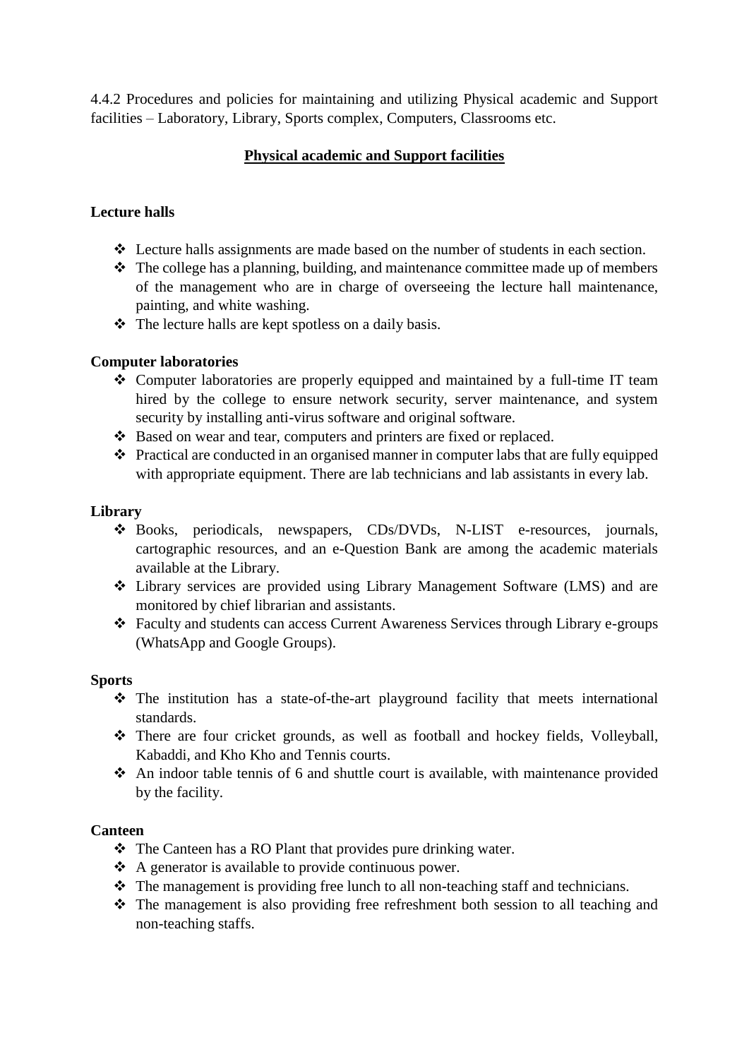4.4.2 Procedures and policies for maintaining and utilizing Physical academic and Support facilities – Laboratory, Library, Sports complex, Computers, Classrooms etc.

## Physical academic and Support facilities

### Lecture halls

- Lecture halls assignments are made based on the number of students in each section.
- The college has a planning, building, and maintenance committee made up of members of the management who are in charge of overseeing the lecture hall maintenance, painting, and white washing.
- The lecture halls are kept spotless on a daily basis.

### Computer laboratories

- Computer laboratories are properly equipped and maintained by a full-time IT team hired by the college to ensure network security, server maintenance, and system security by installing anti-virus software and original software.
- Based on wear and tear, computers and printers are fixed or replaced.
- Practical are conducted in an organised manner in computer labs that are fully equipped with appropriate equipment. There are lab technicians and lab assistants in every lab.

### Library

- Books, periodicals, newspapers, CDs/DVDs, N-LIST e-resources, journals, cartographic resources, and an e-Question Bank are among the academic materials available at the Library.
- Library services are provided using Library Management Software (LMS) and are monitored by chief librarian and assistants.
- Faculty and students can access Current Awareness Services through Library e-groups (WhatsApp and Google Groups).

### Sports

- The institution has a state-of-the-art playground facility that meets international standards.
- There are four cricket grounds, as well as football and hockey fields, Volleyball, Kabaddi, and Kho Kho and Tennis courts.
- An indoor table tennis of 6 and shuttle court is available, with maintenance provided by the facility.

### Canteen

- The Canteen has a RO Plant that provides pure drinking water.
- A generator is available to provide continuous power.
- The management is providing free lunch to all non-teaching staff and technicians.
- The management is also providing free refreshment both session to all teaching and non-teaching staffs.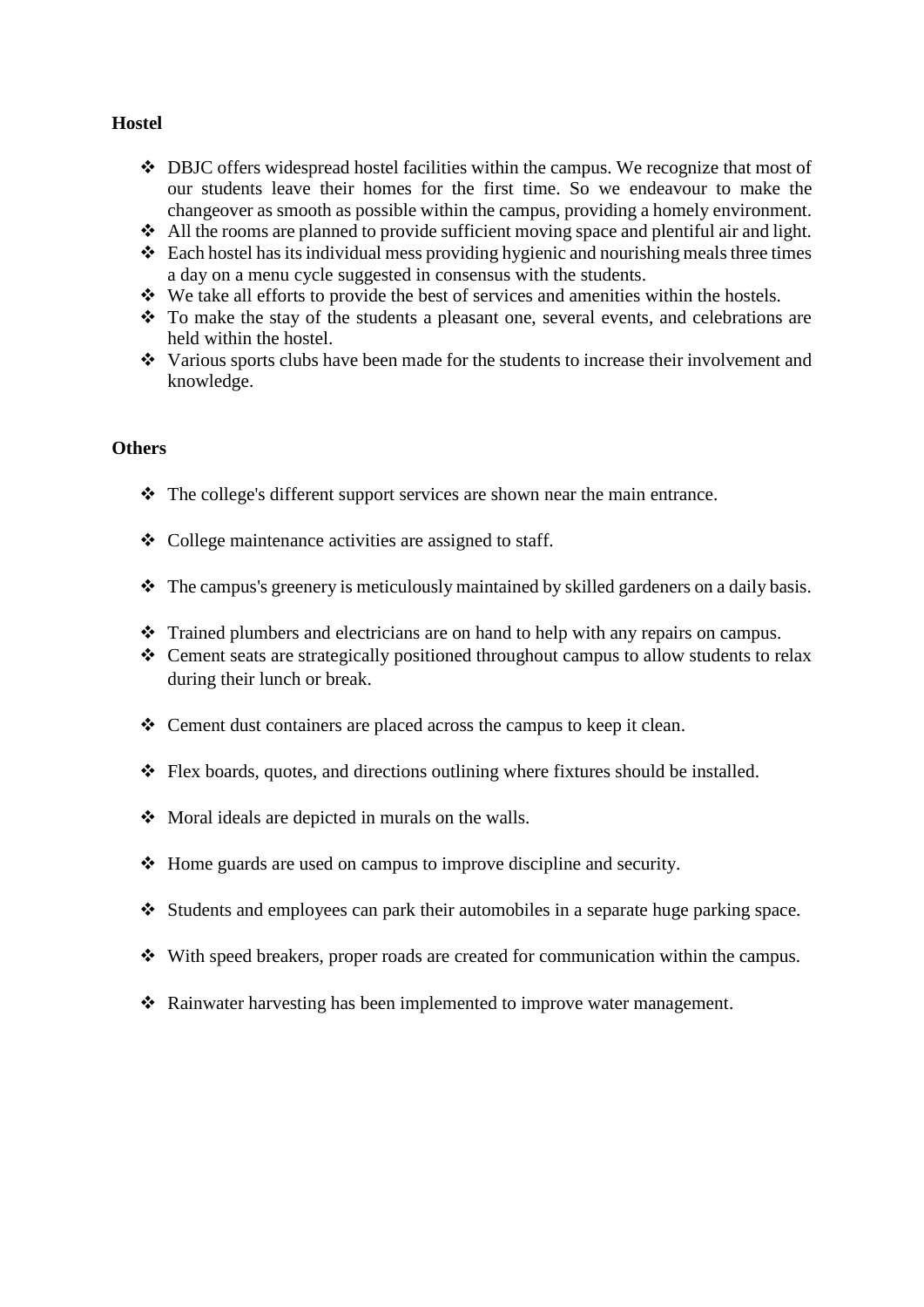**Hostel**

- DBJC offers widespread hostel facilities within the campus. We recognize that most of our students leave their homes for the first time. So we endeavour to make the changeover as smooth as possible within the campus, providing a homely environment.
- All the rooms are planned to provide sufficient moving space and plentiful air and light.
- Each hostel has its individual mess providing hygienic and nourishing meals three times a day on a menu cycle suggested in consensus with the students.
- We take all efforts to provide the best of services and amenities within the hostels.
- To make the stay of the students a pleasant one, several events, and celebrations are held within the hostel.
- Various sports clubs have been made for the students to increase their involvement and knowledge.

**Others**

- The college's different support services are shown near the main entrance.
- College maintenance activities are assigned to staff.
- The campus's greenery is meticulously maintained by skilled gardeners on a daily basis.
- Trained plumbers and electricians are on hand to help with any repairs on campus.
- Cement seats are strategically positioned throughout campus to allow students to relax during their lunch or break.
- Cement dust containers are placed across the campus to keep it clean.
- Flex boards, quotes, and directions outlining where fixtures should be installed.
- Moral ideals are depicted in murals on the walls.
- Home guards are used on campus to improve discipline and security.
- Students and employees can park their automobiles in a separate huge parking space.
- With speed breakers, proper roads are created for communication within the campus.
- Rainwater harvesting has been implemented to improve water management.